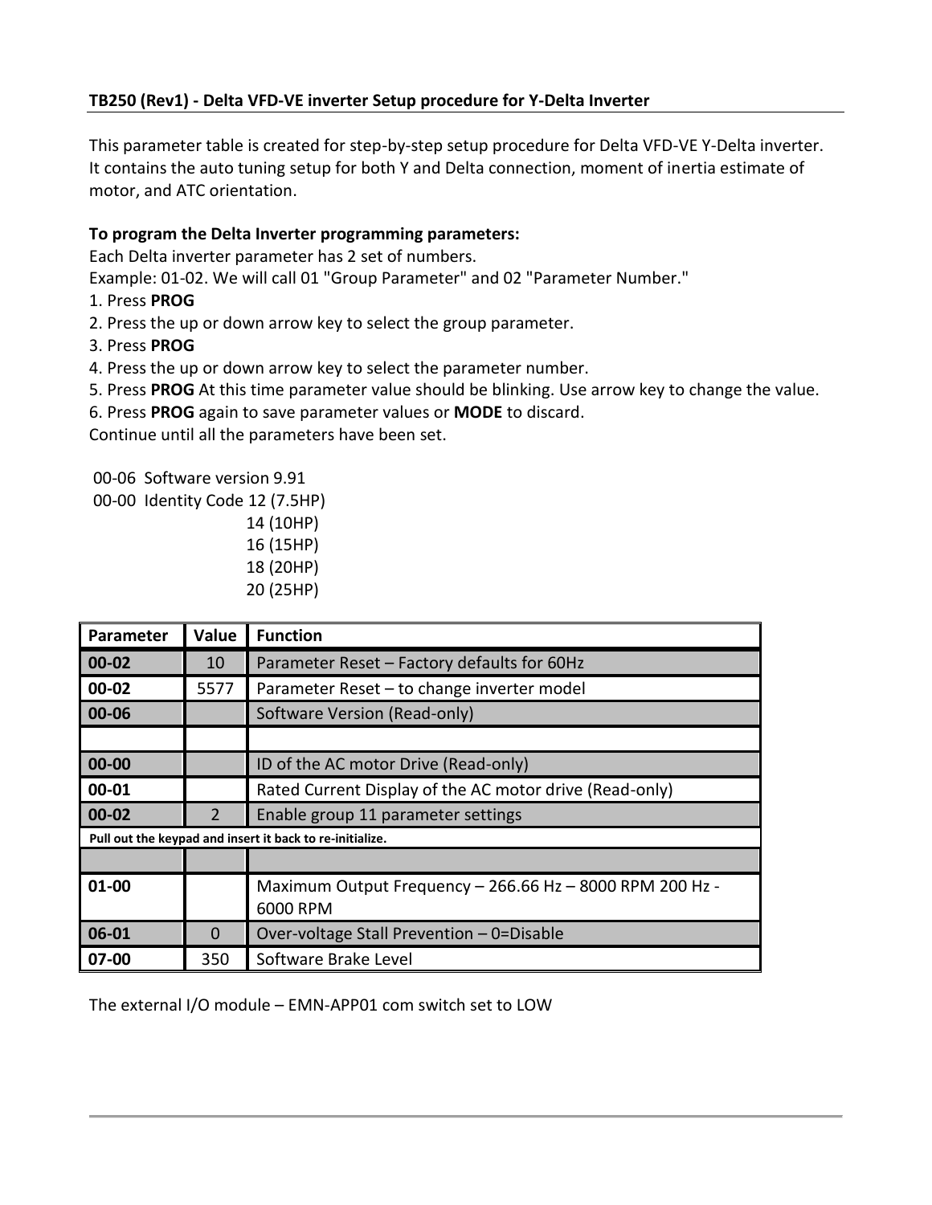**TB250 (Rev1) - Delta VFD-VE inverter Setup procedure for Y-Delta Inverter**

This parameter table is created for step-by-step setup procedure for Delta VFD-VE Y-Delta inverter. It contains the auto tuning setup for both Y and Delta connection, moment of inertia estimate of motor, and ATC orientation.

**To program the Delta Inverter programming parameters:**

Each Delta inverter parameter has 2 set of numbers.
Example: 01-02. We will call 01 "Group Parameter" and 02 "Parameter Number."

1. Press **PROG**
2. Press the up or down arrow key to select the group parameter.
3. Press **PROG**
4. Press the up or down arrow key to select the parameter number.
5. Press **PROG** At this time parameter value should be blinking. Use arrow key to change the value.
6. Press **PROG** again to save parameter values or **MODE** to discard.

Continue until all the parameters have been set.

00-06 Software version 9.91
00-00 Identity Code 12 (7.5HP)
14 (10HP)
16 (15HP)
18 (20HP)
20 (25HP)

| Parameter | Value | Function |
|---|---|---|
| **00-02** | 10 | Parameter Reset – Factory defaults for 60Hz |
| **00-02** | 5577 | Parameter Reset – to change inverter model |
| **00-06** | | Software Version (Read-only) |
| | | |
| **00-00** | | ID of the AC motor Drive (Read-only) |
| **00-01** | | Rated Current Display of the AC motor drive (Read-only) |
| **00-02** | 2 | Enable group 11 parameter settings |
| **Pull out the keypad and insert it back to re-initialize.** | | |
| | | |
| **01-00** | | Maximum Output Frequency – 266.66 Hz – 8000 RPM 200 Hz - 6000 RPM |
| **06-01** | 0 | Over-voltage Stall Prevention – 0=Disable |
| **07-00** | 350 | Software Brake Level |

The external I/O module – EMN-APP01 com switch set to LOW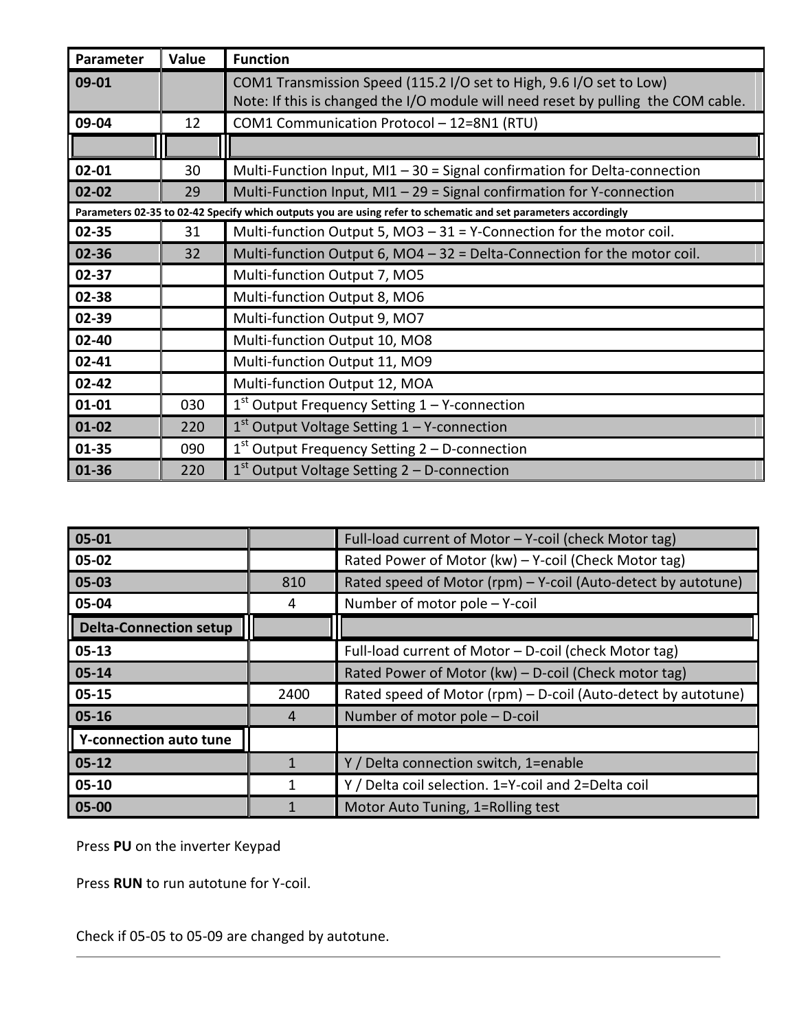| Parameter | Value | Function |
| --- | --- | --- |
| 09-01 | | COM1 Transmission Speed (115.2 I/O set to High, 9.6 I/O set to Low)<br>Note: If this is changed the I/O module will need reset by pulling the COM cable. |
| 09-04 | 12 | COM1 Communication Protocol – 12=8N1 (RTU) |
| | | |
| 02-01 | 30 | Multi-Function Input, MI1 – 30 = Signal confirmation for Delta-connection |
| 02-02 | 29 | Multi-Function Input, MI1 – 29 = Signal confirmation for Y-connection |
| Parameters 02-35 to 02-42 Specify which outputs you are using refer to schematic and set parameters accordingly | | |
| 02-35 | 31 | Multi-function Output 5, MO3 – 31 = Y-Connection for the motor coil. |
| 02-36 | 32 | Multi-function Output 6, MO4 – 32 = Delta-Connection for the motor coil. |
| 02-37 | | Multi-function Output 7, MO5 |
| 02-38 | | Multi-function Output 8, MO6 |
| 02-39 | | Multi-function Output 9, MO7 |
| 02-40 | | Multi-function Output 10, MO8 |
| 02-41 | | Multi-function Output 11, MO9 |
| 02-42 | | Multi-function Output 12, MOA |
| 01-01 | 030 | 1st Output Frequency Setting 1 – Y-connection |
| 01-02 | 220 | 1st Output Voltage Setting 1 – Y-connection |
| 01-35 | 090 | 1st Output Frequency Setting 2 – D-connection |
| 01-36 | 220 | 1st Output Voltage Setting 2 – D-connection |

| | | |
| --- | --- | --- |
| 05-01 | | Full-load current of Motor – Y-coil (check Motor tag) |
| 05-02 | | Rated Power of Motor (kw) – Y-coil (Check Motor tag) |
| 05-03 | 810 | Rated speed of Motor (rpm) – Y-coil (Auto-detect by autotune) |
| 05-04 | 4 | Number of motor pole – Y-coil |
| **Delta-Connection setup** | | |
| 05-13 | | Full-load current of Motor – D-coil (check Motor tag) |
| 05-14 | | Rated Power of Motor (kw) – D-coil (Check motor tag) |
| 05-15 | 2400 | Rated speed of Motor (rpm) – D-coil (Auto-detect by autotune) |
| 05-16 | 4 | Number of motor pole – D-coil |
| **Y-connection auto tune** | | |
| 05-12 | 1 | Y / Delta connection switch, 1=enable |
| 05-10 | 1 | Y / Delta coil selection. 1=Y-coil and 2=Delta coil |
| 05-00 | 1 | Motor Auto Tuning, 1=Rolling test |

Press **PU** on the inverter Keypad

Press **RUN** to run autotune for Y-coil.

Check if 05-05 to 05-09 are changed by autotune.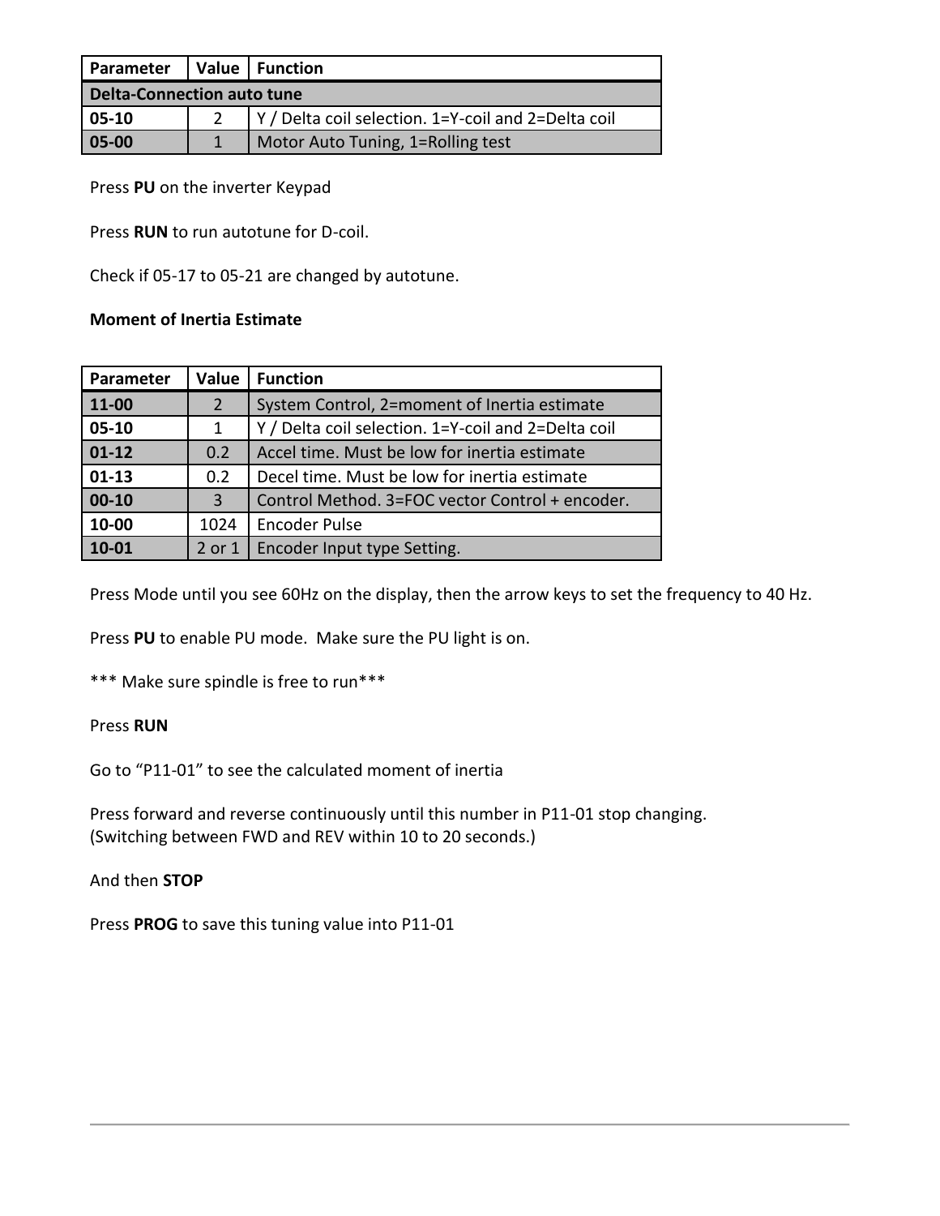| Parameter | Value | Function |
| --- | --- | --- |
| **Delta-Connection auto tune** | | |
| **05-10** | 2 | Y / Delta coil selection. 1=Y-coil and 2=Delta coil |
| **05-00** | 1 | Motor Auto Tuning, 1=Rolling test |

Press **PU** on the inverter Keypad

Press **RUN** to run autotune for D-coil.

Check if 05-17 to 05-21 are changed by autotune.

**Moment of Inertia Estimate**

| Parameter | Value | Function |
| --- | --- | --- |
| **11-00** | 2 | System Control, 2=moment of Inertia estimate |
| **05-10** | 1 | Y / Delta coil selection. 1=Y-coil and 2=Delta coil |
| **01-12** | 0.2 | Accel time. Must be low for inertia estimate |
| **01-13** | 0.2 | Decel time. Must be low for inertia estimate |
| **00-10** | 3 | Control Method. 3=FOC vector Control + encoder. |
| **10-00** | 1024 | Encoder Pulse |
| **10-01** | 2 or 1 | Encoder Input type Setting. |

Press Mode until you see 60Hz on the display, then the arrow keys to set the frequency to 40 Hz.

Press **PU** to enable PU mode. Make sure the PU light is on.

*** Make sure spindle is free to run***

Press **RUN**

Go to "P11-01" to see the calculated moment of inertia

Press forward and reverse continuously until this number in P11-01 stop changing.
(Switching between FWD and REV within 10 to 20 seconds.)

And then **STOP**

Press **PROG** to save this tuning value into P11-01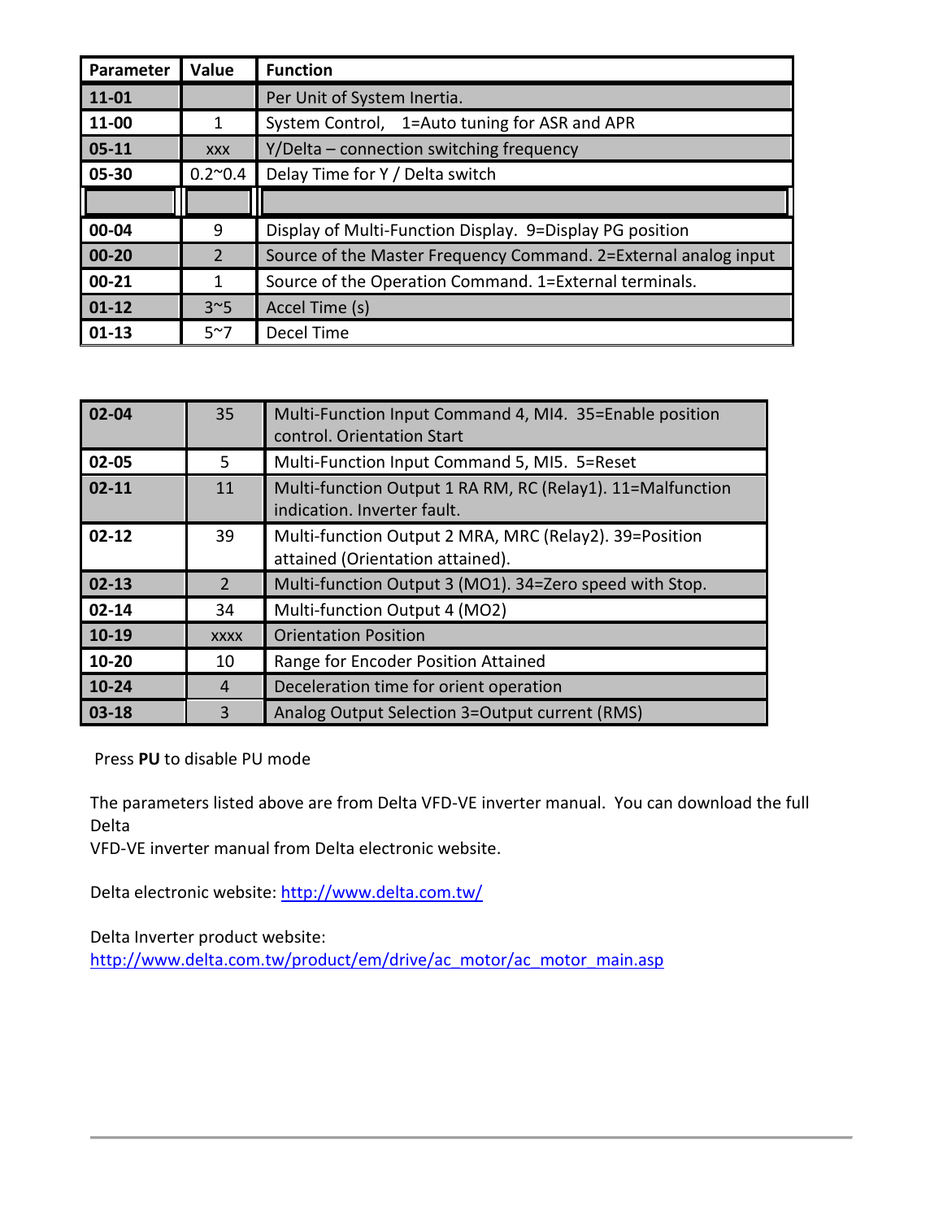| Parameter | Value | Function |
|---|---|---|
| 11-01 | | Per Unit of System Inertia. |
| 11-00 | 1 | System Control, 1=Auto tuning for ASR and APR |
| 05-11 | xxx | Y/Delta – connection switching frequency |
| 05-30 | 0.2~0.4 | Delay Time for Y / Delta switch |
| | | |
| 00-04 | 9 | Display of Multi-Function Display. 9=Display PG position |
| 00-20 | 2 | Source of the Master Frequency Command. 2=External analog input |
| 00-21 | 1 | Source of the Operation Command. 1=External terminals. |
| 01-12 | 3~5 | Accel Time (s) |
| 01-13 | 5~7 | Decel Time |

| | | |
|---|---|---|
| 02-04 | 35 | Multi-Function Input Command 4, MI4. 35=Enable position control. Orientation Start |
| 02-05 | 5 | Multi-Function Input Command 5, MI5. 5=Reset |
| 02-11 | 11 | Multi-function Output 1 RA RM, RC (Relay1). 11=Malfunction indication. Inverter fault. |
| 02-12 | 39 | Multi-function Output 2 MRA, MRC (Relay2). 39=Position attained (Orientation attained). |
| 02-13 | 2 | Multi-function Output 3 (MO1). 34=Zero speed with Stop. |
| 02-14 | 34 | Multi-function Output 4 (MO2) |
| 10-19 | xxxx | Orientation Position |
| 10-20 | 10 | Range for Encoder Position Attained |
| 10-24 | 4 | Deceleration time for orient operation |
| 03-18 | 3 | Analog Output Selection 3=Output current (RMS) |

Press **PU** to disable PU mode

The parameters listed above are from Delta VFD-VE inverter manual. You can download the full Delta VFD-VE inverter manual from Delta electronic website.

Delta electronic website: http://www.delta.com.tw/

Delta Inverter product website:
http://www.delta.com.tw/product/em/drive/ac_motor/ac_motor_main.asp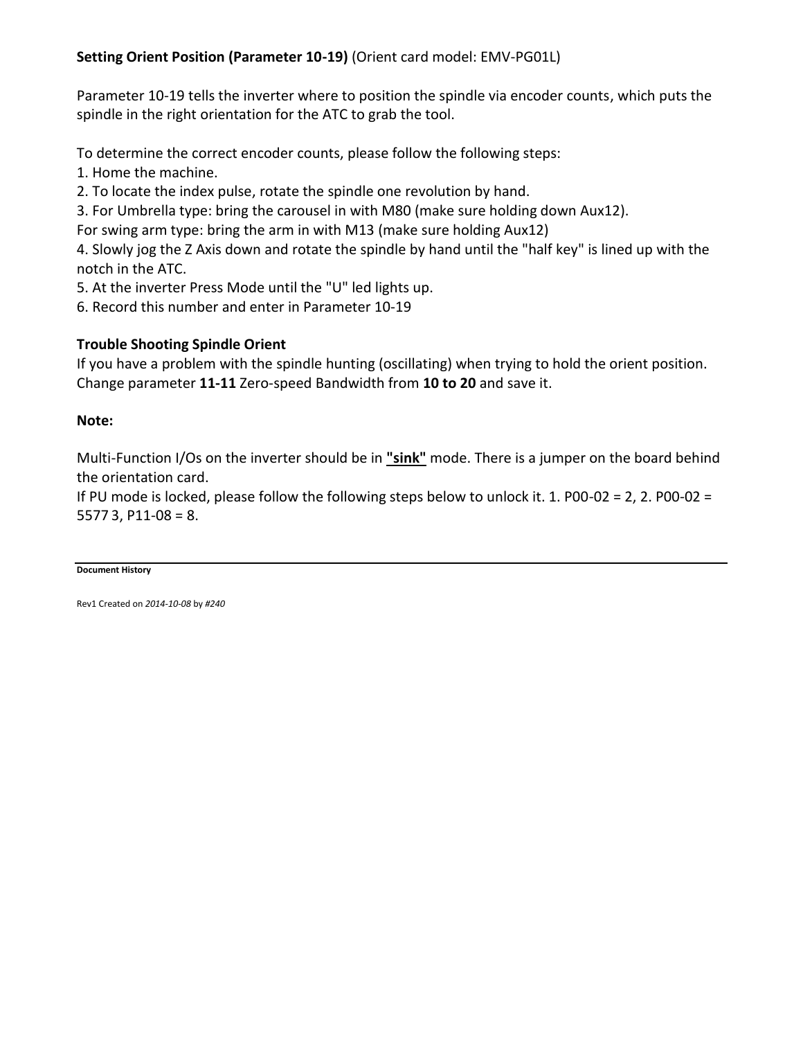**Setting Orient Position (Parameter 10-19)** (Orient card model: EMV-PG01L)

Parameter 10-19 tells the inverter where to position the spindle via encoder counts, which puts the spindle in the right orientation for the ATC to grab the tool.

To determine the correct encoder counts, please follow the following steps:

1. Home the machine.
2. To locate the index pulse, rotate the spindle one revolution by hand.
3. For Umbrella type: bring the carousel in with M80 (make sure holding down Aux12).
   For swing arm type: bring the arm in with M13 (make sure holding Aux12)
4. Slowly jog the Z Axis down and rotate the spindle by hand until the "half key" is lined up with the notch in the ATC.
5. At the inverter Press Mode until the "U" led lights up.
6. Record this number and enter in Parameter 10-19

**Trouble Shooting Spindle Orient**

If you have a problem with the spindle hunting (oscillating) when trying to hold the orient position. Change parameter **11-11** Zero-speed Bandwidth from **10 to 20** and save it.

**Note:**

Multi-Function I/Os on the inverter should be in **"sink"** mode. There is a jumper on the board behind the orientation card.

If PU mode is locked, please follow the following steps below to unlock it. 1. P00-02 = 2, 2. P00-02 = 5577 3, P11-08 = 8.

---

**Document History**

Rev1 Created on *2014-10-08* by *#240*